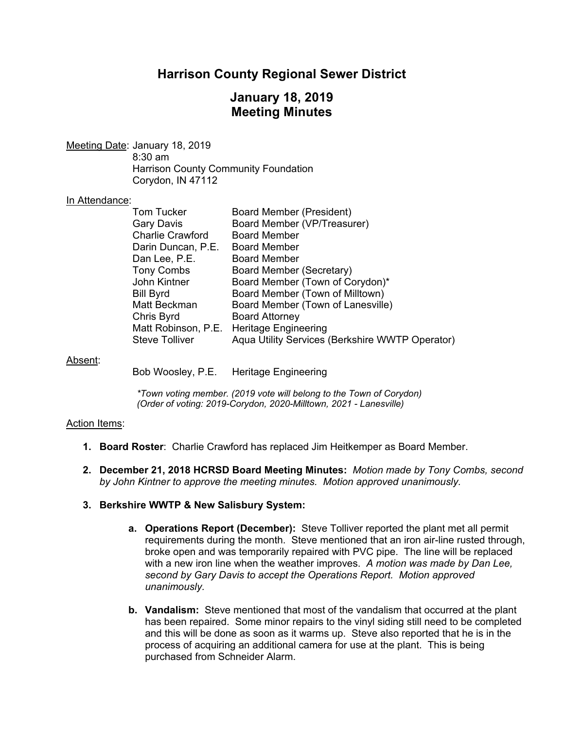# Harrison County Regional Sewer District

## January 18, 2019
## Meeting Minutes

Meeting Date: January 18, 2019
8:30 am
Harrison County Community Foundation
Corydon, IN 47112

In Attendance:

| | |
|---|---|
| Tom Tucker | Board Member (President) |
| Gary Davis | Board Member (VP/Treasurer) |
| Charlie Crawford | Board Member |
| Darin Duncan, P.E. | Board Member |
| Dan Lee, P.E. | Board Member |
| Tony Combs | Board Member (Secretary) |
| John Kintner | Board Member (Town of Corydon)* |
| Bill Byrd | Board Member (Town of Milltown) |
| Matt Beckman | Board Member (Town of Lanesville) |
| Chris Byrd | Board Attorney |
| Matt Robinson, P.E. | Heritage Engineering |
| Steve Tolliver | Aqua Utility Services (Berkshire WWTP Operator) |

Absent:

| | |
|---|---|
| Bob Woosley, P.E. | Heritage Engineering |

*\*Town voting member. (2019 vote will belong to the Town of Corydon)*
*(Order of voting: 2019-Corydon, 2020-Milltown, 2021 - Lanesville)*

Action Items:

1. **Board Roster**: Charlie Crawford has replaced Jim Heitkemper as Board Member.

2. **December 21, 2018 HCRSD Board Meeting Minutes:** *Motion made by Tony Combs, second by John Kintner to approve the meeting minutes. Motion approved unanimously.*

3. **Berkshire WWTP & New Salisbury System:**

   a. **Operations Report (December):** Steve Tolliver reported the plant met all permit requirements during the month. Steve mentioned that an iron air-line rusted through, broke open and was temporarily repaired with PVC pipe. The line will be replaced with a new iron line when the weather improves. *A motion was made by Dan Lee, second by Gary Davis to accept the Operations Report. Motion approved unanimously.*

   b. **Vandalism:** Steve mentioned that most of the vandalism that occurred at the plant has been repaired. Some minor repairs to the vinyl siding still need to be completed and this will be done as soon as it warms up. Steve also reported that he is in the process of acquiring an additional camera for use at the plant. This is being purchased from Schneider Alarm.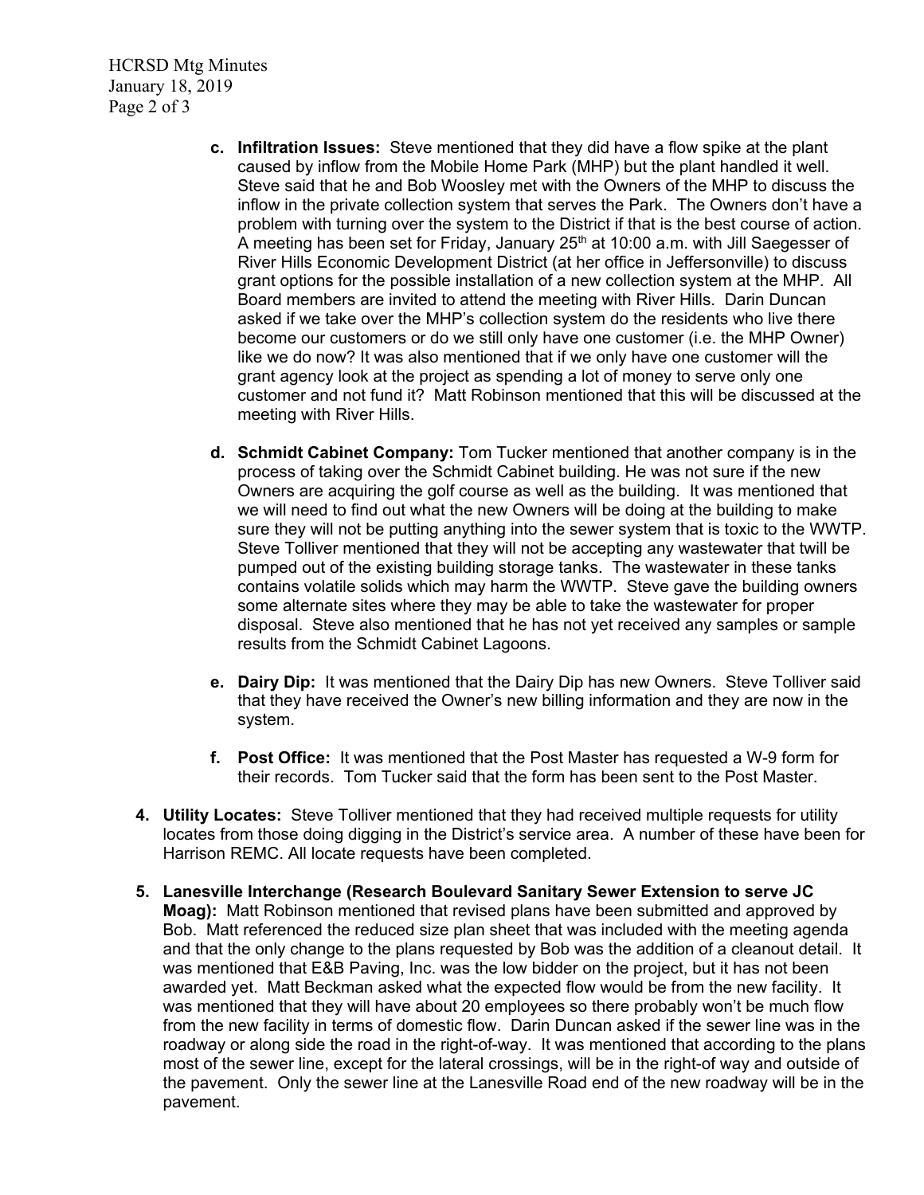c. **Infiltration Issues:** Steve mentioned that they did have a flow spike at the plant caused by inflow from the Mobile Home Park (MHP) but the plant handled it well. Steve said that he and Bob Woosley met with the Owners of the MHP to discuss the inflow in the private collection system that serves the Park. The Owners don't have a problem with turning over the system to the District if that is the best course of action. A meeting has been set for Friday, January 25th at 10:00 a.m. with Jill Saegesser of River Hills Economic Development District (at her office in Jeffersonville) to discuss grant options for the possible installation of a new collection system at the MHP. All Board members are invited to attend the meeting with River Hills. Darin Duncan asked if we take over the MHP's collection system do the residents who live there become our customers or do we still only have one customer (i.e. the MHP Owner) like we do now? It was also mentioned that if we only have one customer will the grant agency look at the project as spending a lot of money to serve only one customer and not fund it? Matt Robinson mentioned that this will be discussed at the meeting with River Hills.

d. **Schmidt Cabinet Company:** Tom Tucker mentioned that another company is in the process of taking over the Schmidt Cabinet building. He was not sure if the new Owners are acquiring the golf course as well as the building. It was mentioned that we will need to find out what the new Owners will be doing at the building to make sure they will not be putting anything into the sewer system that is toxic to the WWTP. Steve Tolliver mentioned that they will not be accepting any wastewater that twill be pumped out of the existing building storage tanks. The wastewater in these tanks contains volatile solids which may harm the WWTP. Steve gave the building owners some alternate sites where they may be able to take the wastewater for proper disposal. Steve also mentioned that he has not yet received any samples or sample results from the Schmidt Cabinet Lagoons.

e. **Dairy Dip:** It was mentioned that the Dairy Dip has new Owners. Steve Tolliver said that they have received the Owner's new billing information and they are now in the system.

f. **Post Office:** It was mentioned that the Post Master has requested a W-9 form for their records. Tom Tucker said that the form has been sent to the Post Master.

4. **Utility Locates:** Steve Tolliver mentioned that they had received multiple requests for utility locates from those doing digging in the District's service area. A number of these have been for Harrison REMC. All locate requests have been completed.

5. **Lanesville Interchange (Research Boulevard Sanitary Sewer Extension to serve JC Moag):** Matt Robinson mentioned that revised plans have been submitted and approved by Bob. Matt referenced the reduced size plan sheet that was included with the meeting agenda and that the only change to the plans requested by Bob was the addition of a cleanout detail. It was mentioned that E&B Paving, Inc. was the low bidder on the project, but it has not been awarded yet. Matt Beckman asked what the expected flow would be from the new facility. It was mentioned that they will have about 20 employees so there probably won't be much flow from the new facility in terms of domestic flow. Darin Duncan asked if the sewer line was in the roadway or along side the road in the right-of-way. It was mentioned that according to the plans most of the sewer line, except for the lateral crossings, will be in the right-of way and outside of the pavement. Only the sewer line at the Lanesville Road end of the new roadway will be in the pavement.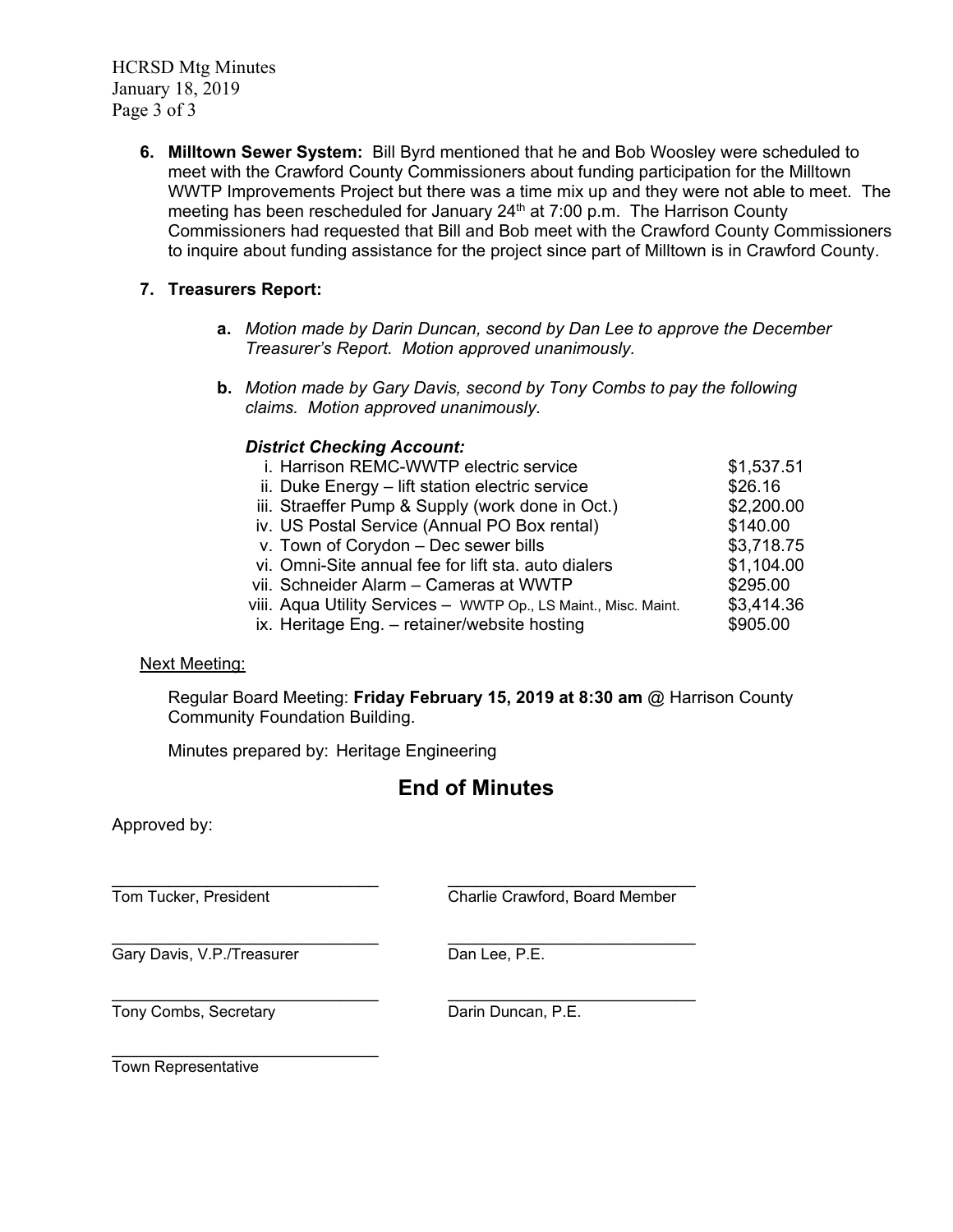6. **Milltown Sewer System:** Bill Byrd mentioned that he and Bob Woosley were scheduled to meet with the Crawford County Commissioners about funding participation for the Milltown WWTP Improvements Project but there was a time mix up and they were not able to meet. The meeting has been rescheduled for January 24th at 7:00 p.m. The Harrison County Commissioners had requested that Bill and Bob meet with the Crawford County Commissioners to inquire about funding assistance for the project since part of Milltown is in Crawford County.

7. **Treasurers Report:**

   a. *Motion made by Darin Duncan, second by Dan Lee to approve the December Treasurer's Report. Motion approved unanimously.*

   b. *Motion made by Gary Davis, second by Tony Combs to pay the following claims. Motion approved unanimously.*

   ***District Checking Account:***

| | |
|---|---|
| i. Harrison REMC-WWTP electric service | $1,537.51 |
| ii. Duke Energy – lift station electric service | $26.16 |
| iii. Straeffer Pump & Supply (work done in Oct.) | $2,200.00 |
| iv. US Postal Service (Annual PO Box rental) | $140.00 |
| v. Town of Corydon – Dec sewer bills | $3,718.75 |
| vi. Omni-Site annual fee for lift sta. auto dialers | $1,104.00 |
| vii. Schneider Alarm – Cameras at WWTP | $295.00 |
| viii. Aqua Utility Services – WWTP Op., LS Maint., Misc. Maint. | $3,414.36 |
| ix. Heritage Eng. – retainer/website hosting | $905.00 |

Next Meeting:

Regular Board Meeting: **Friday February 15, 2019 at 8:30 am** @ Harrison County Community Foundation Building.

Minutes prepared by: Heritage Engineering

## End of Minutes

Approved by:

______________________________
Tom Tucker, President

______________________________
Charlie Crawford, Board Member

______________________________
Gary Davis, V.P./Treasurer

______________________________
Dan Lee, P.E.

______________________________
Tony Combs, Secretary

______________________________
Darin Duncan, P.E.

______________________________
Town Representative